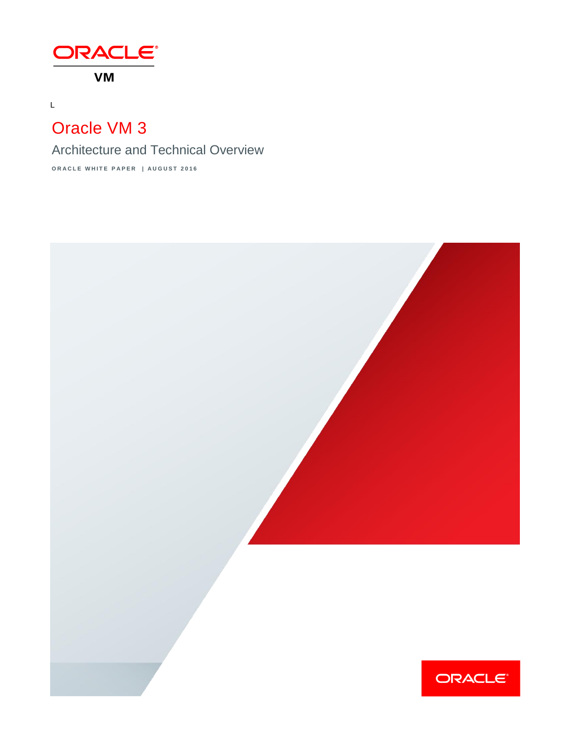ORACLE

VM

L

# Oracle VM 3

## Architecture and Technical Overview

ORACLE WHITE PAPER | AUGUST 2016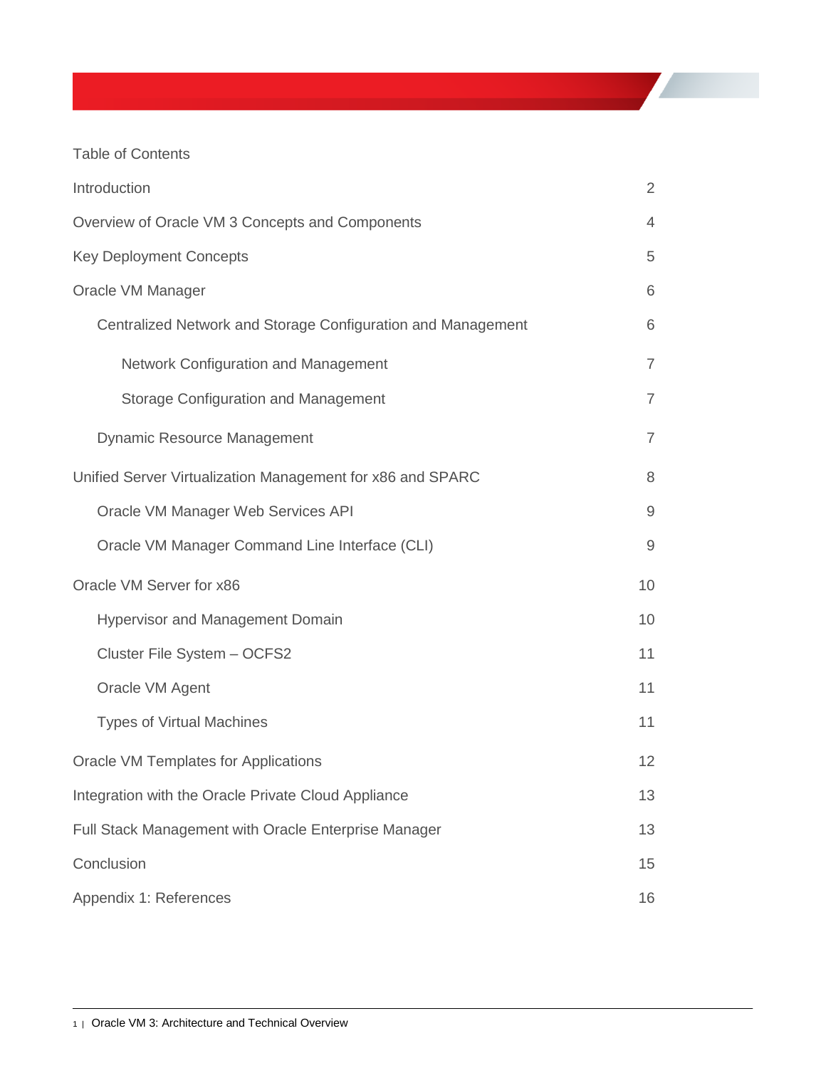# Table of Contents

| | |
|---|---|
| Introduction | 2 |
| Overview of Oracle VM 3 Concepts and Components | 4 |
| Key Deployment Concepts | 5 |
| Oracle VM Manager | 6 |
| &nbsp;&nbsp;&nbsp;&nbsp;Centralized Network and Storage Configuration and Management | 6 |
| &nbsp;&nbsp;&nbsp;&nbsp;&nbsp;&nbsp;&nbsp;&nbsp;Network Configuration and Management | 7 |
| &nbsp;&nbsp;&nbsp;&nbsp;&nbsp;&nbsp;&nbsp;&nbsp;Storage Configuration and Management | 7 |
| &nbsp;&nbsp;&nbsp;&nbsp;Dynamic Resource Management | 7 |
| Unified Server Virtualization Management for x86 and SPARC | 8 |
| &nbsp;&nbsp;&nbsp;&nbsp;Oracle VM Manager Web Services API | 9 |
| &nbsp;&nbsp;&nbsp;&nbsp;Oracle VM Manager Command Line Interface (CLI) | 9 |
| Oracle VM Server for x86 | 10 |
| &nbsp;&nbsp;&nbsp;&nbsp;Hypervisor and Management Domain | 10 |
| &nbsp;&nbsp;&nbsp;&nbsp;Cluster File System – OCFS2 | 11 |
| &nbsp;&nbsp;&nbsp;&nbsp;Oracle VM Agent | 11 |
| &nbsp;&nbsp;&nbsp;&nbsp;Types of Virtual Machines | 11 |
| Oracle VM Templates for Applications | 12 |
| Integration with the Oracle Private Cloud Appliance | 13 |
| Full Stack Management with Oracle Enterprise Manager | 13 |
| Conclusion | 15 |
| Appendix 1: References | 16 |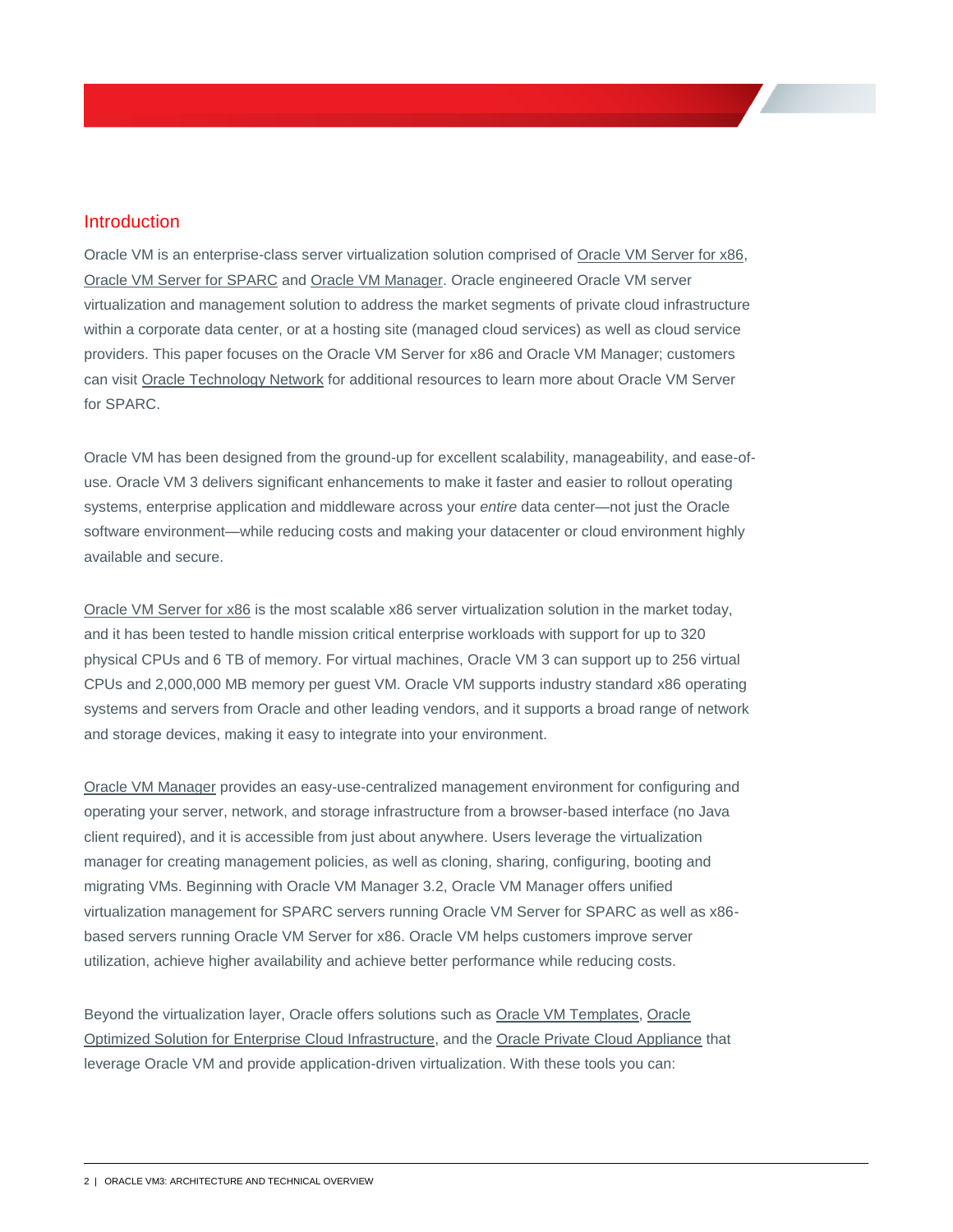## Introduction

Oracle VM is an enterprise-class server virtualization solution comprised of Oracle VM Server for x86, Oracle VM Server for SPARC and Oracle VM Manager. Oracle engineered Oracle VM server virtualization and management solution to address the market segments of private cloud infrastructure within a corporate data center, or at a hosting site (managed cloud services) as well as cloud service providers. This paper focuses on the Oracle VM Server for x86 and Oracle VM Manager; customers can visit Oracle Technology Network for additional resources to learn more about Oracle VM Server for SPARC.

Oracle VM has been designed from the ground-up for excellent scalability, manageability, and ease-of-use. Oracle VM 3 delivers significant enhancements to make it faster and easier to rollout operating systems, enterprise application and middleware across your *entire* data center—not just the Oracle software environment—while reducing costs and making your datacenter or cloud environment highly available and secure.

Oracle VM Server for x86 is the most scalable x86 server virtualization solution in the market today, and it has been tested to handle mission critical enterprise workloads with support for up to 320 physical CPUs and 6 TB of memory. For virtual machines, Oracle VM 3 can support up to 256 virtual CPUs and 2,000,000 MB memory per guest VM. Oracle VM supports industry standard x86 operating systems and servers from Oracle and other leading vendors, and it supports a broad range of network and storage devices, making it easy to integrate into your environment.

Oracle VM Manager provides an easy-use-centralized management environment for configuring and operating your server, network, and storage infrastructure from a browser-based interface (no Java client required), and it is accessible from just about anywhere. Users leverage the virtualization manager for creating management policies, as well as cloning, sharing, configuring, booting and migrating VMs. Beginning with Oracle VM Manager 3.2, Oracle VM Manager offers unified virtualization management for SPARC servers running Oracle VM Server for SPARC as well as x86-based servers running Oracle VM Server for x86. Oracle VM helps customers improve server utilization, achieve higher availability and achieve better performance while reducing costs.

Beyond the virtualization layer, Oracle offers solutions such as Oracle VM Templates, Oracle Optimized Solution for Enterprise Cloud Infrastructure, and the Oracle Private Cloud Appliance that leverage Oracle VM and provide application-driven virtualization. With these tools you can: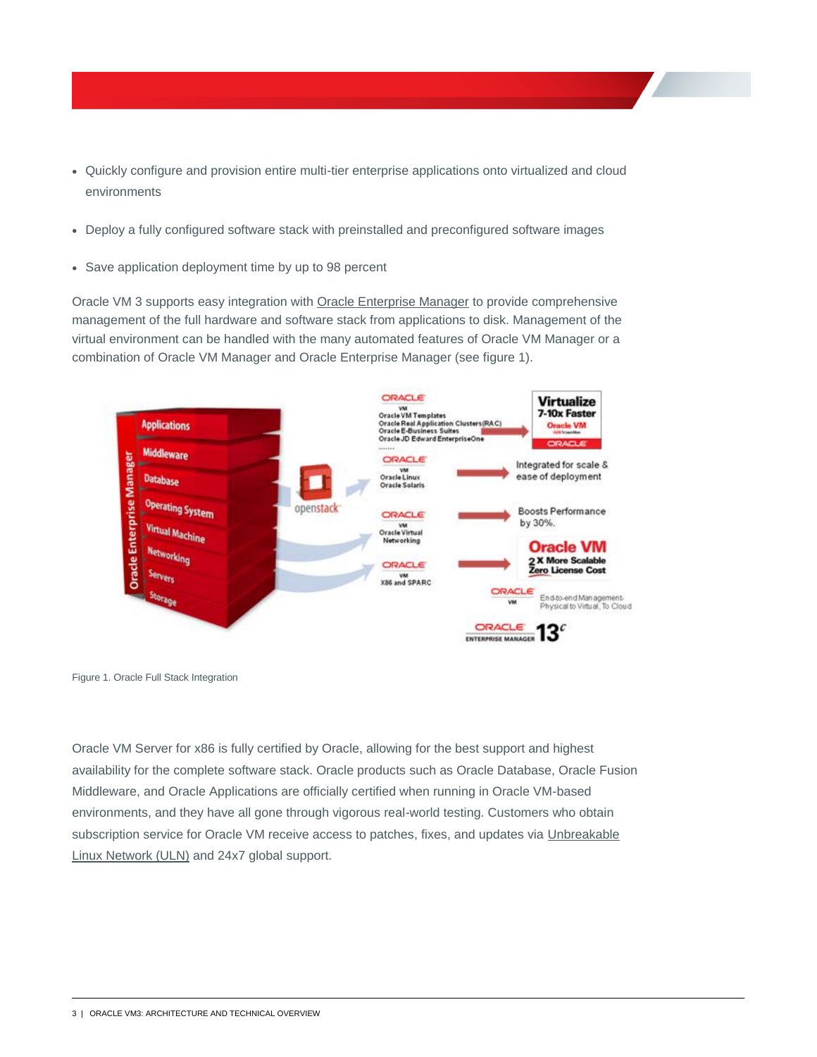- Quickly configure and provision entire multi-tier enterprise applications onto virtualized and cloud environments
- Deploy a fully configured software stack with preinstalled and preconfigured software images
- Save application deployment time by up to 98 percent

Oracle VM 3 supports easy integration with Oracle Enterprise Manager to provide comprehensive management of the full hardware and software stack from applications to disk. Management of the virtual environment can be handled with the many automated features of Oracle VM Manager or a combination of Oracle VM Manager and Oracle Enterprise Manager (see figure 1).

Figure 1. Oracle Full Stack Integration

Oracle VM Server for x86 is fully certified by Oracle, allowing for the best support and highest availability for the complete software stack. Oracle products such as Oracle Database, Oracle Fusion Middleware, and Oracle Applications are officially certified when running in Oracle VM-based environments, and they have all gone through vigorous real-world testing. Customers who obtain subscription service for Oracle VM receive access to patches, fixes, and updates via Unbreakable Linux Network (ULN) and 24x7 global support.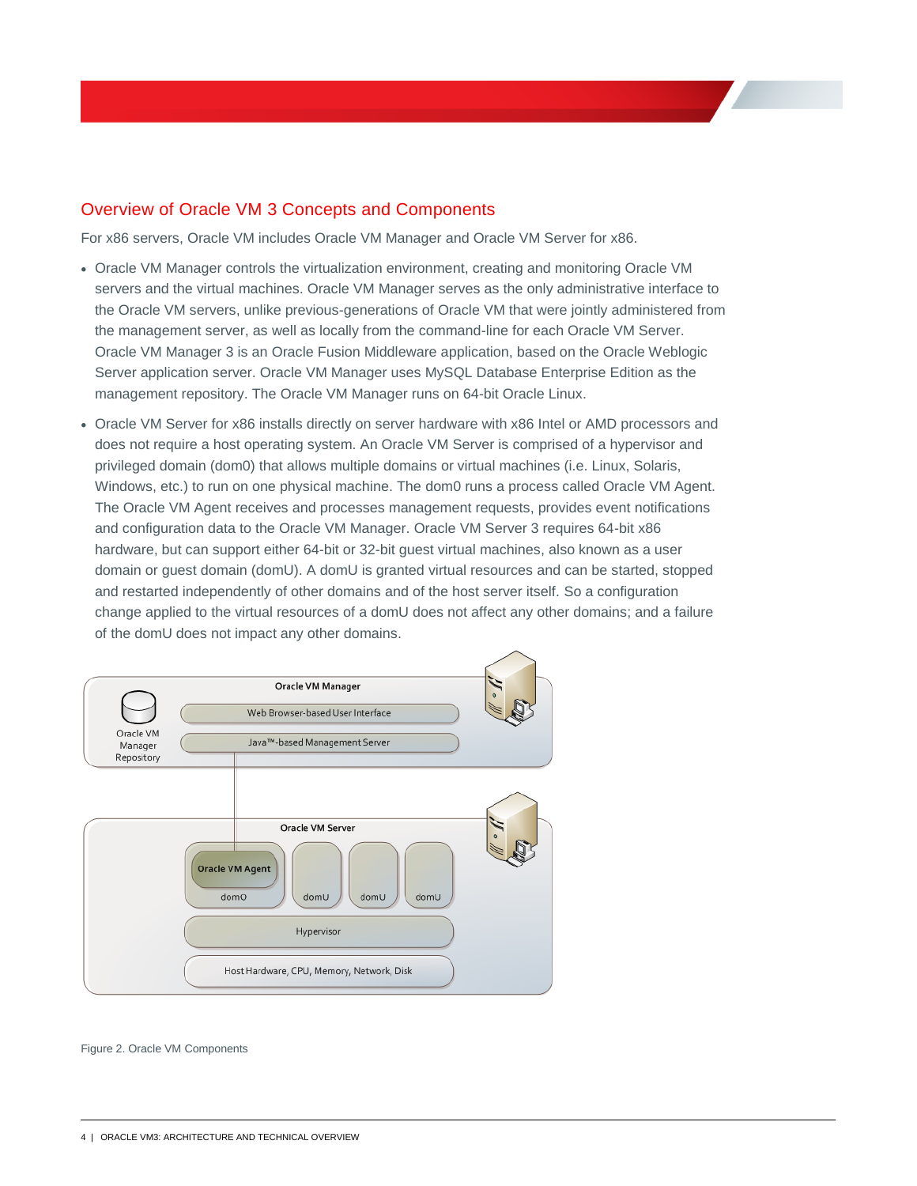## Overview of Oracle VM 3 Concepts and Components

For x86 servers, Oracle VM includes Oracle VM Manager and Oracle VM Server for x86.

- Oracle VM Manager controls the virtualization environment, creating and monitoring Oracle VM servers and the virtual machines. Oracle VM Manager serves as the only administrative interface to the Oracle VM servers, unlike previous-generations of Oracle VM that were jointly administered from the management server, as well as locally from the command-line for each Oracle VM Server. Oracle VM Manager 3 is an Oracle Fusion Middleware application, based on the Oracle Weblogic Server application server. Oracle VM Manager uses MySQL Database Enterprise Edition as the management repository. The Oracle VM Manager runs on 64-bit Oracle Linux.
- Oracle VM Server for x86 installs directly on server hardware with x86 Intel or AMD processors and does not require a host operating system. An Oracle VM Server is comprised of a hypervisor and privileged domain (dom0) that allows multiple domains or virtual machines (i.e. Linux, Solaris, Windows, etc.) to run on one physical machine. The dom0 runs a process called Oracle VM Agent. The Oracle VM Agent receives and processes management requests, provides event notifications and configuration data to the Oracle VM Manager. Oracle VM Server 3 requires 64-bit x86 hardware, but can support either 64-bit or 32-bit guest virtual machines, also known as a user domain or guest domain (domU). A domU is granted virtual resources and can be started, stopped and restarted independently of other domains and of the host server itself. So a configuration change applied to the virtual resources of a domU does not affect any other domains; and a failure of the domU does not impact any other domains.

Oracle VM Manager

Oracle VM Manager Repository

Web Browser-based User Interface

Java™-based Management Server

Oracle VM Server

Oracle VM Agent

dom0 | domU | domU | domU

Hypervisor

Host Hardware, CPU, Memory, Network, Disk

Figure 2. Oracle VM Components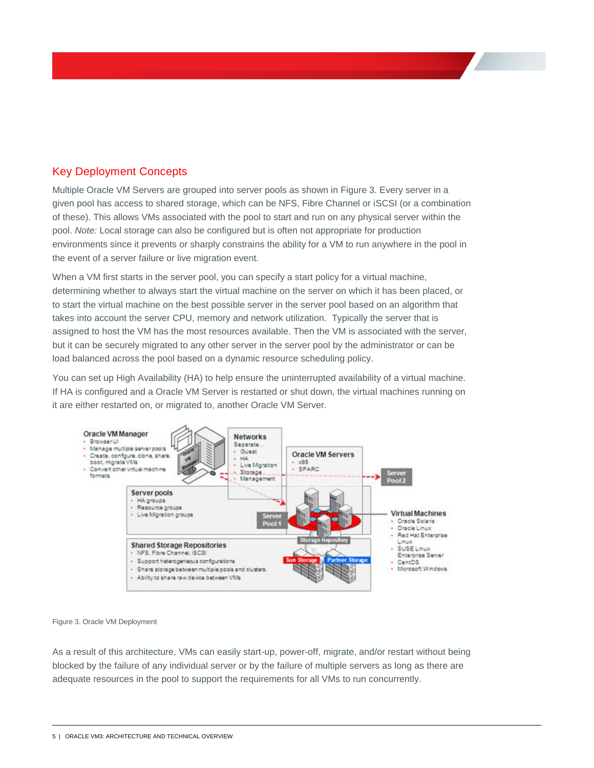## Key Deployment Concepts

Multiple Oracle VM Servers are grouped into server pools as shown in Figure 3. Every server in a given pool has access to shared storage, which can be NFS, Fibre Channel or iSCSI (or a combination of these). This allows VMs associated with the pool to start and run on any physical server within the pool. *Note:* Local storage can also be configured but is often not appropriate for production environments since it prevents or sharply constrains the ability for a VM to run anywhere in the pool in the event of a server failure or live migration event.

When a VM first starts in the server pool, you can specify a start policy for a virtual machine, determining whether to always start the virtual machine on the server on which it has been placed, or to start the virtual machine on the best possible server in the server pool based on an algorithm that takes into account the server CPU, memory and network utilization. Typically the server that is assigned to host the VM has the most resources available. Then the VM is associated with the server, but it can be securely migrated to any other server in the server pool by the administrator or can be load balanced across the pool based on a dynamic resource scheduling policy.

You can set up High Availability (HA) to help ensure the uninterrupted availability of a virtual machine. If HA is configured and a Oracle VM Server is restarted or shut down, the virtual machines running on it are either restarted on, or migrated to, another Oracle VM Server.

Figure 3. Oracle VM Deployment

As a result of this architecture, VMs can easily start-up, power-off, migrate, and/or restart without being blocked by the failure of any individual server or by the failure of multiple servers as long as there are adequate resources in the pool to support the requirements for all VMs to run concurrently.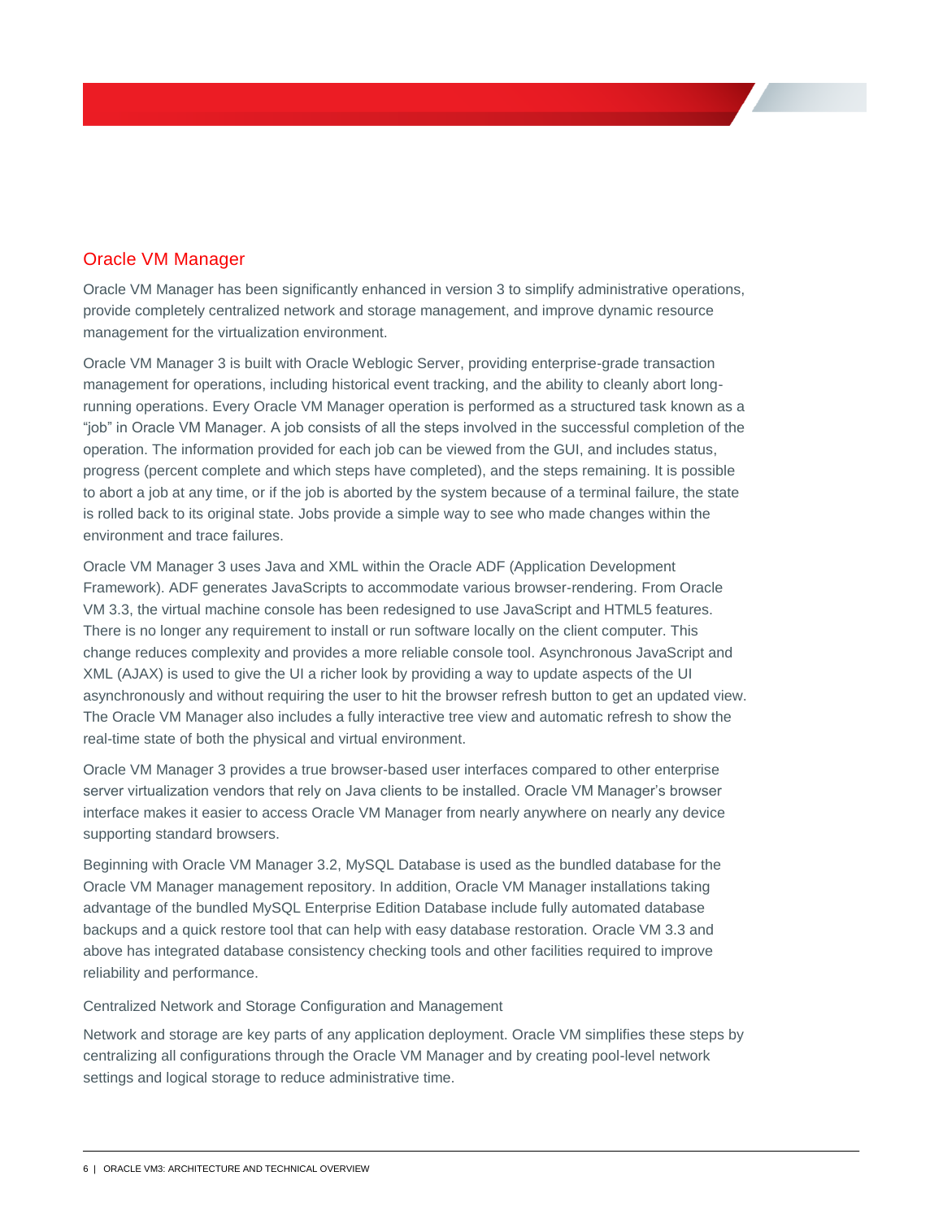## Oracle VM Manager

Oracle VM Manager has been significantly enhanced in version 3 to simplify administrative operations, provide completely centralized network and storage management, and improve dynamic resource management for the virtualization environment.

Oracle VM Manager 3 is built with Oracle Weblogic Server, providing enterprise-grade transaction management for operations, including historical event tracking, and the ability to cleanly abort long-running operations. Every Oracle VM Manager operation is performed as a structured task known as a "job" in Oracle VM Manager. A job consists of all the steps involved in the successful completion of the operation. The information provided for each job can be viewed from the GUI, and includes status, progress (percent complete and which steps have completed), and the steps remaining. It is possible to abort a job at any time, or if the job is aborted by the system because of a terminal failure, the state is rolled back to its original state. Jobs provide a simple way to see who made changes within the environment and trace failures.

Oracle VM Manager 3 uses Java and XML within the Oracle ADF (Application Development Framework). ADF generates JavaScripts to accommodate various browser-rendering. From Oracle VM 3.3, the virtual machine console has been redesigned to use JavaScript and HTML5 features. There is no longer any requirement to install or run software locally on the client computer. This change reduces complexity and provides a more reliable console tool. Asynchronous JavaScript and XML (AJAX) is used to give the UI a richer look by providing a way to update aspects of the UI asynchronously and without requiring the user to hit the browser refresh button to get an updated view. The Oracle VM Manager also includes a fully interactive tree view and automatic refresh to show the real-time state of both the physical and virtual environment.

Oracle VM Manager 3 provides a true browser-based user interfaces compared to other enterprise server virtualization vendors that rely on Java clients to be installed. Oracle VM Manager's browser interface makes it easier to access Oracle VM Manager from nearly anywhere on nearly any device supporting standard browsers.

Beginning with Oracle VM Manager 3.2, MySQL Database is used as the bundled database for the Oracle VM Manager management repository. In addition, Oracle VM Manager installations taking advantage of the bundled MySQL Enterprise Edition Database include fully automated database backups and a quick restore tool that can help with easy database restoration. Oracle VM 3.3 and above has integrated database consistency checking tools and other facilities required to improve reliability and performance.

### Centralized Network and Storage Configuration and Management

Network and storage are key parts of any application deployment. Oracle VM simplifies these steps by centralizing all configurations through the Oracle VM Manager and by creating pool-level network settings and logical storage to reduce administrative time.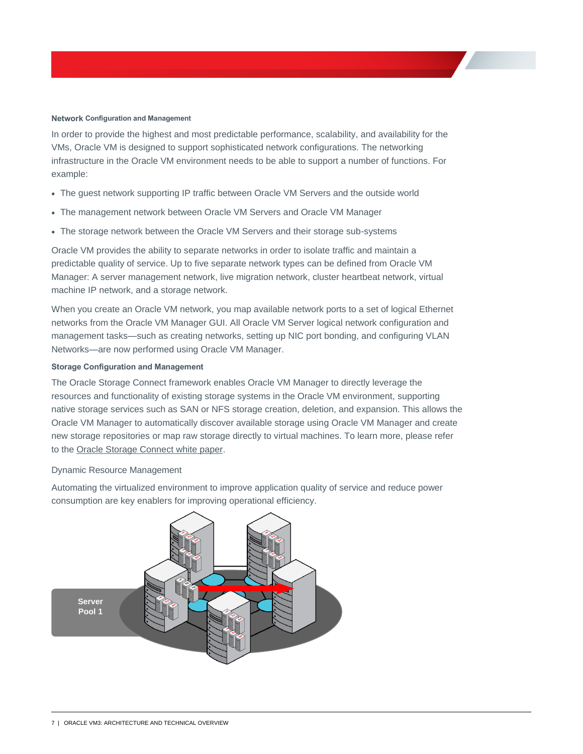### Network Configuration and Management

In order to provide the highest and most predictable performance, scalability, and availability for the VMs, Oracle VM is designed to support sophisticated network configurations. The networking infrastructure in the Oracle VM environment needs to be able to support a number of functions. For example:

- The guest network supporting IP traffic between Oracle VM Servers and the outside world
- The management network between Oracle VM Servers and Oracle VM Manager
- The storage network between the Oracle VM Servers and their storage sub-systems

Oracle VM provides the ability to separate networks in order to isolate traffic and maintain a predictable quality of service. Up to five separate network types can be defined from Oracle VM Manager: A server management network, live migration network, cluster heartbeat network, virtual machine IP network, and a storage network.

When you create an Oracle VM network, you map available network ports to a set of logical Ethernet networks from the Oracle VM Manager GUI. All Oracle VM Server logical network configuration and management tasks—such as creating networks, setting up NIC port bonding, and configuring VLAN Networks—are now performed using Oracle VM Manager.

### Storage Configuration and Management

The Oracle Storage Connect framework enables Oracle VM Manager to directly leverage the resources and functionality of existing storage systems in the Oracle VM environment, supporting native storage services such as SAN or NFS storage creation, deletion, and expansion. This allows the Oracle VM Manager to automatically discover available storage using Oracle VM Manager and create new storage repositories or map raw storage directly to virtual machines. To learn more, please refer to the Oracle Storage Connect white paper.

### Dynamic Resource Management

Automating the virtualized environment to improve application quality of service and reduce power consumption are key enablers for improving operational efficiency.

Server Pool 1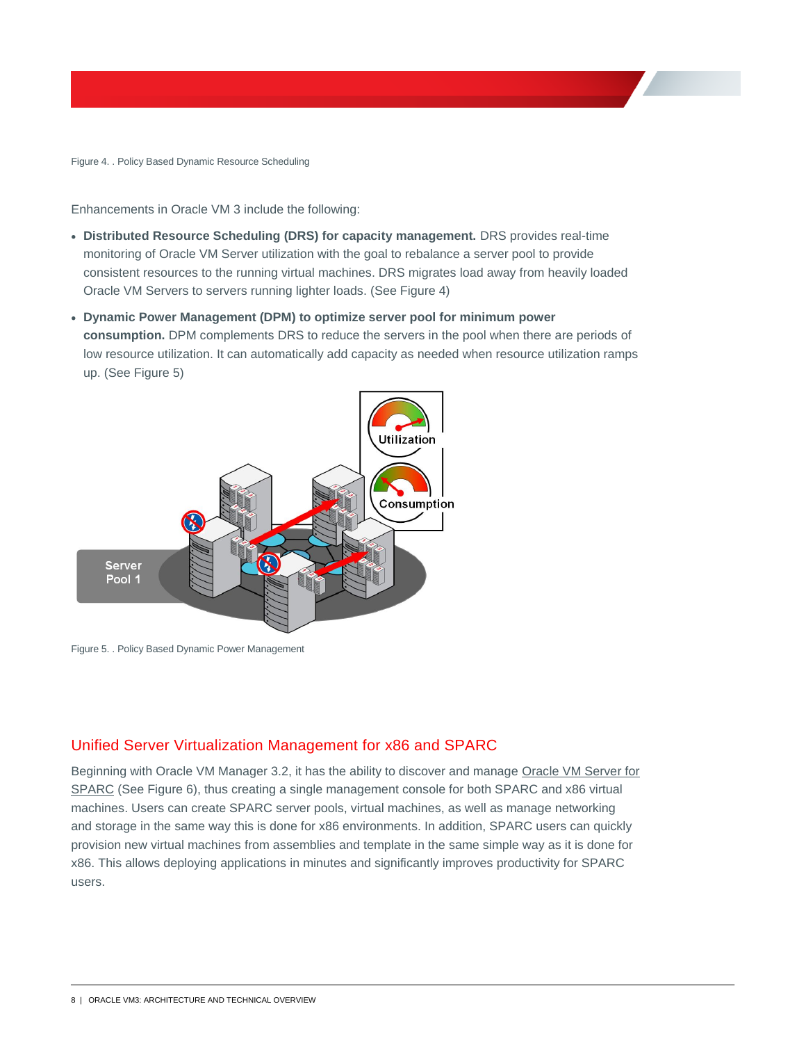Figure 4. . Policy Based Dynamic Resource Scheduling

Enhancements in Oracle VM 3 include the following:

- **Distributed Resource Scheduling (DRS) for capacity management.** DRS provides real-time monitoring of Oracle VM Server utilization with the goal to rebalance a server pool to provide consistent resources to the running virtual machines. DRS migrates load away from heavily loaded Oracle VM Servers to servers running lighter loads. (See Figure 4)
- **Dynamic Power Management (DPM) to optimize server pool for minimum power consumption.** DPM complements DRS to reduce the servers in the pool when there are periods of low resource utilization. It can automatically add capacity as needed when resource utilization ramps up. (See Figure 5)

Figure 5. . Policy Based Dynamic Power Management

## Unified Server Virtualization Management for x86 and SPARC

Beginning with Oracle VM Manager 3.2, it has the ability to discover and manage Oracle VM Server for SPARC (See Figure 6), thus creating a single management console for both SPARC and x86 virtual machines. Users can create SPARC server pools, virtual machines, as well as manage networking and storage in the same way this is done for x86 environments. In addition, SPARC users can quickly provision new virtual machines from assemblies and template in the same simple way as it is done for x86. This allows deploying applications in minutes and significantly improves productivity for SPARC users.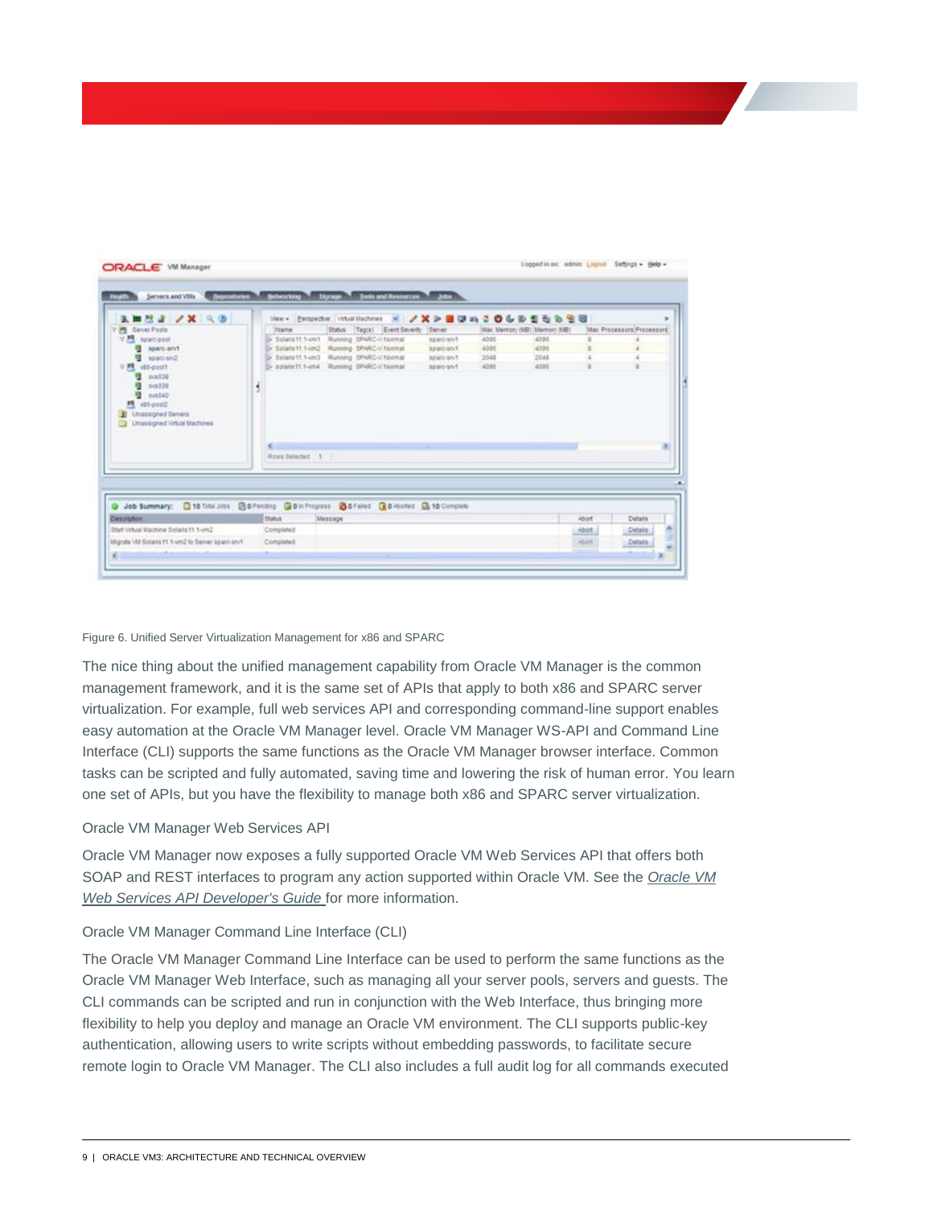Figure 6. Unified Server Virtualization Management for x86 and SPARC

The nice thing about the unified management capability from Oracle VM Manager is the common management framework, and it is the same set of APIs that apply to both x86 and SPARC server virtualization. For example, full web services API and corresponding command-line support enables easy automation at the Oracle VM Manager level. Oracle VM Manager WS-API and Command Line Interface (CLI) supports the same functions as the Oracle VM Manager browser interface. Common tasks can be scripted and fully automated, saving time and lowering the risk of human error. You learn one set of APIs, but you have the flexibility to manage both x86 and SPARC server virtualization.

### Oracle VM Manager Web Services API

Oracle VM Manager now exposes a fully supported Oracle VM Web Services API that offers both SOAP and REST interfaces to program any action supported within Oracle VM. See the *Oracle VM Web Services API Developer's Guide* for more information.

### Oracle VM Manager Command Line Interface (CLI)

The Oracle VM Manager Command Line Interface can be used to perform the same functions as the Oracle VM Manager Web Interface, such as managing all your server pools, servers and guests. The CLI commands can be scripted and run in conjunction with the Web Interface, thus bringing more flexibility to help you deploy and manage an Oracle VM environment. The CLI supports public-key authentication, allowing users to write scripts without embedding passwords, to facilitate secure remote login to Oracle VM Manager. The CLI also includes a full audit log for all commands executed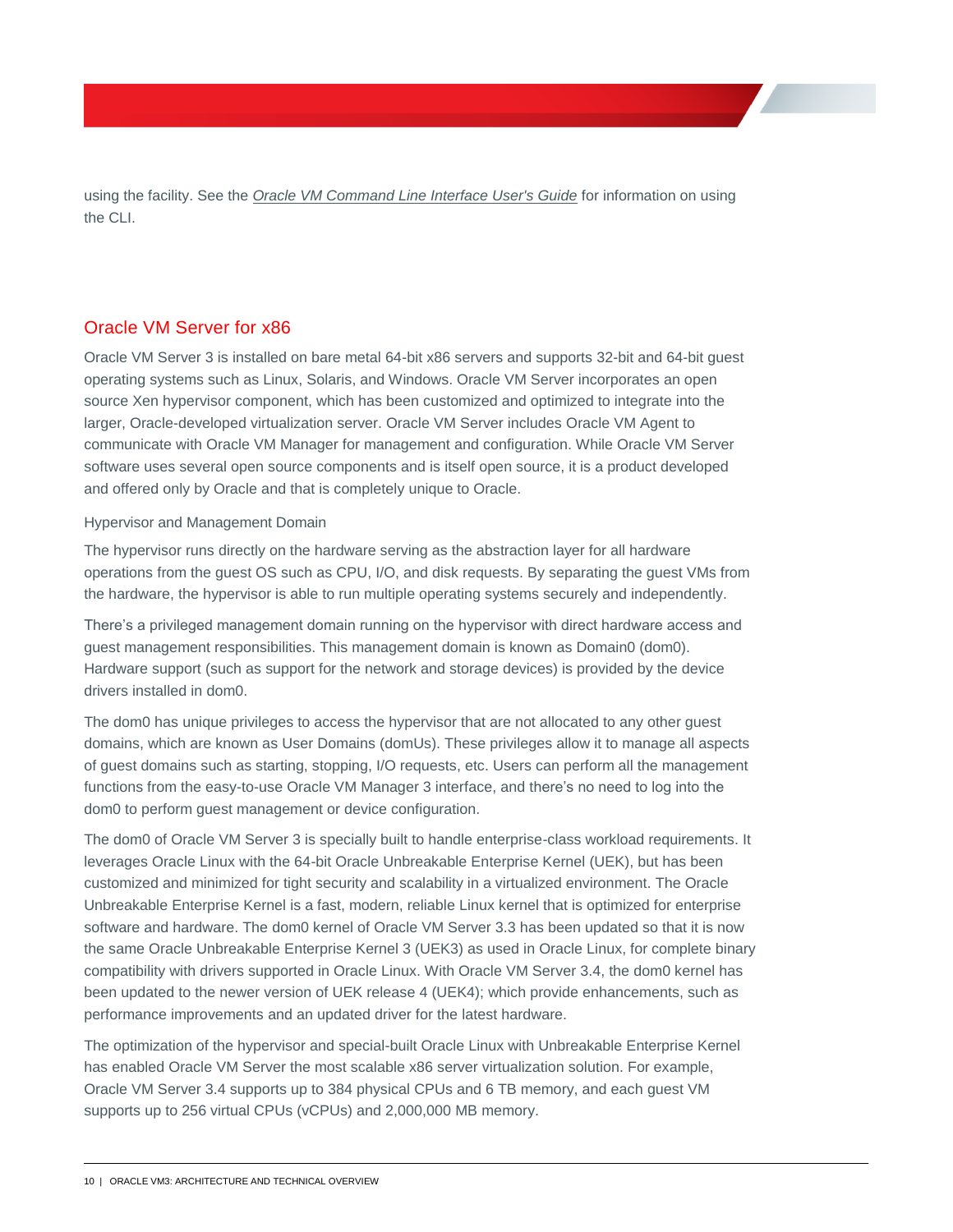using the facility. See the *Oracle VM Command Line Interface User's Guide* for information on using the CLI.

## Oracle VM Server for x86

Oracle VM Server 3 is installed on bare metal 64-bit x86 servers and supports 32-bit and 64-bit guest operating systems such as Linux, Solaris, and Windows. Oracle VM Server incorporates an open source Xen hypervisor component, which has been customized and optimized to integrate into the larger, Oracle-developed virtualization server. Oracle VM Server includes Oracle VM Agent to communicate with Oracle VM Manager for management and configuration. While Oracle VM Server software uses several open source components and is itself open source, it is a product developed and offered only by Oracle and that is completely unique to Oracle.

### Hypervisor and Management Domain

The hypervisor runs directly on the hardware serving as the abstraction layer for all hardware operations from the guest OS such as CPU, I/O, and disk requests. By separating the guest VMs from the hardware, the hypervisor is able to run multiple operating systems securely and independently.

There's a privileged management domain running on the hypervisor with direct hardware access and guest management responsibilities. This management domain is known as Domain0 (dom0). Hardware support (such as support for the network and storage devices) is provided by the device drivers installed in dom0.

The dom0 has unique privileges to access the hypervisor that are not allocated to any other guest domains, which are known as User Domains (domUs). These privileges allow it to manage all aspects of guest domains such as starting, stopping, I/O requests, etc. Users can perform all the management functions from the easy-to-use Oracle VM Manager 3 interface, and there's no need to log into the dom0 to perform guest management or device configuration.

The dom0 of Oracle VM Server 3 is specially built to handle enterprise-class workload requirements. It leverages Oracle Linux with the 64-bit Oracle Unbreakable Enterprise Kernel (UEK), but has been customized and minimized for tight security and scalability in a virtualized environment. The Oracle Unbreakable Enterprise Kernel is a fast, modern, reliable Linux kernel that is optimized for enterprise software and hardware. The dom0 kernel of Oracle VM Server 3.3 has been updated so that it is now the same Oracle Unbreakable Enterprise Kernel 3 (UEK3) as used in Oracle Linux, for complete binary compatibility with drivers supported in Oracle Linux. With Oracle VM Server 3.4, the dom0 kernel has been updated to the newer version of UEK release 4 (UEK4); which provide enhancements, such as performance improvements and an updated driver for the latest hardware.

The optimization of the hypervisor and special-built Oracle Linux with Unbreakable Enterprise Kernel has enabled Oracle VM Server the most scalable x86 server virtualization solution. For example, Oracle VM Server 3.4 supports up to 384 physical CPUs and 6 TB memory, and each guest VM supports up to 256 virtual CPUs (vCPUs) and 2,000,000 MB memory.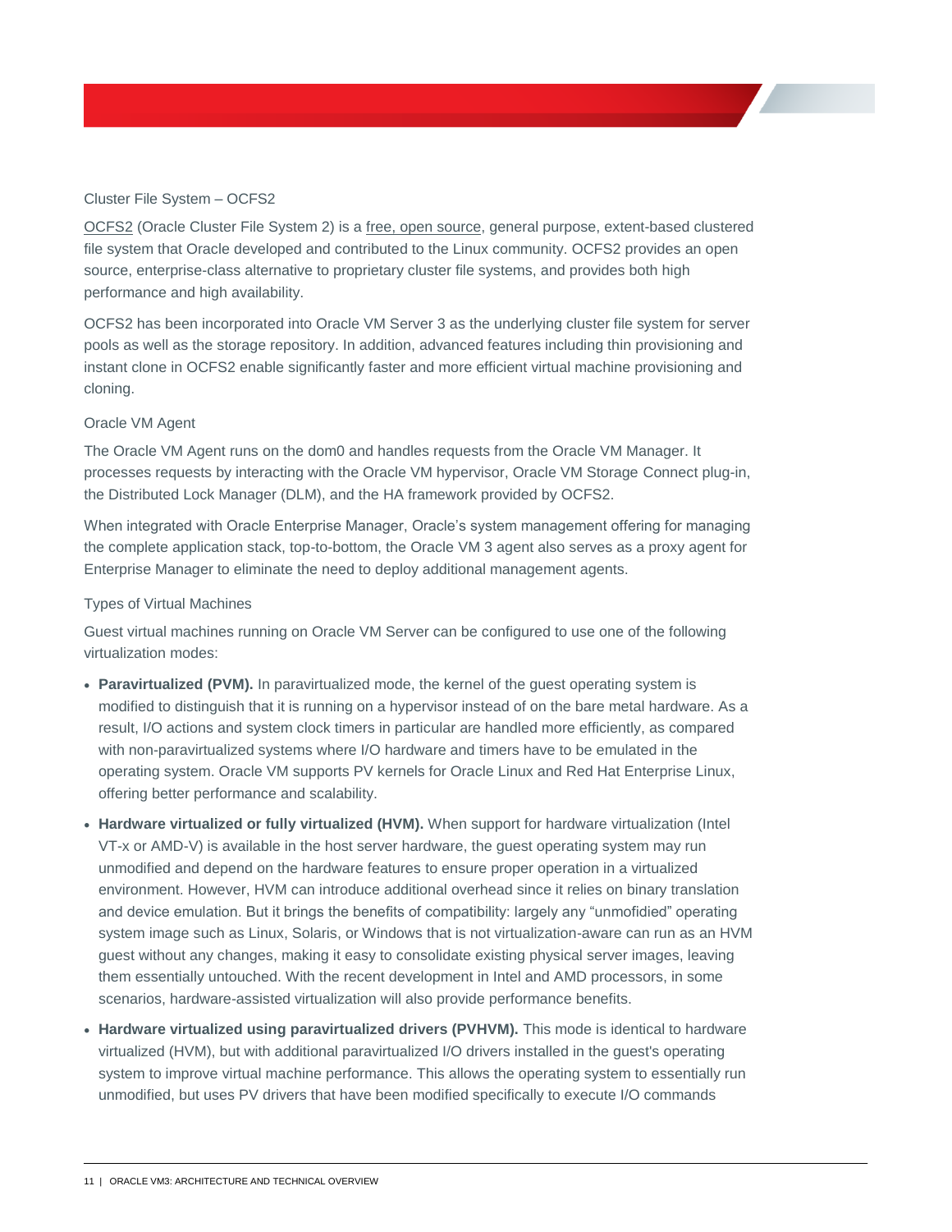### Cluster File System – OCFS2

OCFS2 (Oracle Cluster File System 2) is a free, open source, general purpose, extent-based clustered file system that Oracle developed and contributed to the Linux community. OCFS2 provides an open source, enterprise-class alternative to proprietary cluster file systems, and provides both high performance and high availability.

OCFS2 has been incorporated into Oracle VM Server 3 as the underlying cluster file system for server pools as well as the storage repository. In addition, advanced features including thin provisioning and instant clone in OCFS2 enable significantly faster and more efficient virtual machine provisioning and cloning.

### Oracle VM Agent

The Oracle VM Agent runs on the dom0 and handles requests from the Oracle VM Manager. It processes requests by interacting with the Oracle VM hypervisor, Oracle VM Storage Connect plug-in, the Distributed Lock Manager (DLM), and the HA framework provided by OCFS2.

When integrated with Oracle Enterprise Manager, Oracle's system management offering for managing the complete application stack, top-to-bottom, the Oracle VM 3 agent also serves as a proxy agent for Enterprise Manager to eliminate the need to deploy additional management agents.

### Types of Virtual Machines

Guest virtual machines running on Oracle VM Server can be configured to use one of the following virtualization modes:

- **Paravirtualized (PVM).** In paravirtualized mode, the kernel of the guest operating system is modified to distinguish that it is running on a hypervisor instead of on the bare metal hardware. As a result, I/O actions and system clock timers in particular are handled more efficiently, as compared with non-paravirtualized systems where I/O hardware and timers have to be emulated in the operating system. Oracle VM supports PV kernels for Oracle Linux and Red Hat Enterprise Linux, offering better performance and scalability.
- **Hardware virtualized or fully virtualized (HVM).** When support for hardware virtualization (Intel VT-x or AMD-V) is available in the host server hardware, the guest operating system may run unmodified and depend on the hardware features to ensure proper operation in a virtualized environment. However, HVM can introduce additional overhead since it relies on binary translation and device emulation. But it brings the benefits of compatibility: largely any "unmofidied" operating system image such as Linux, Solaris, or Windows that is not virtualization-aware can run as an HVM guest without any changes, making it easy to consolidate existing physical server images, leaving them essentially untouched. With the recent development in Intel and AMD processors, in some scenarios, hardware-assisted virtualization will also provide performance benefits.
- **Hardware virtualized using paravirtualized drivers (PVHVM).** This mode is identical to hardware virtualized (HVM), but with additional paravirtualized I/O drivers installed in the guest's operating system to improve virtual machine performance. This allows the operating system to essentially run unmodified, but uses PV drivers that have been modified specifically to execute I/O commands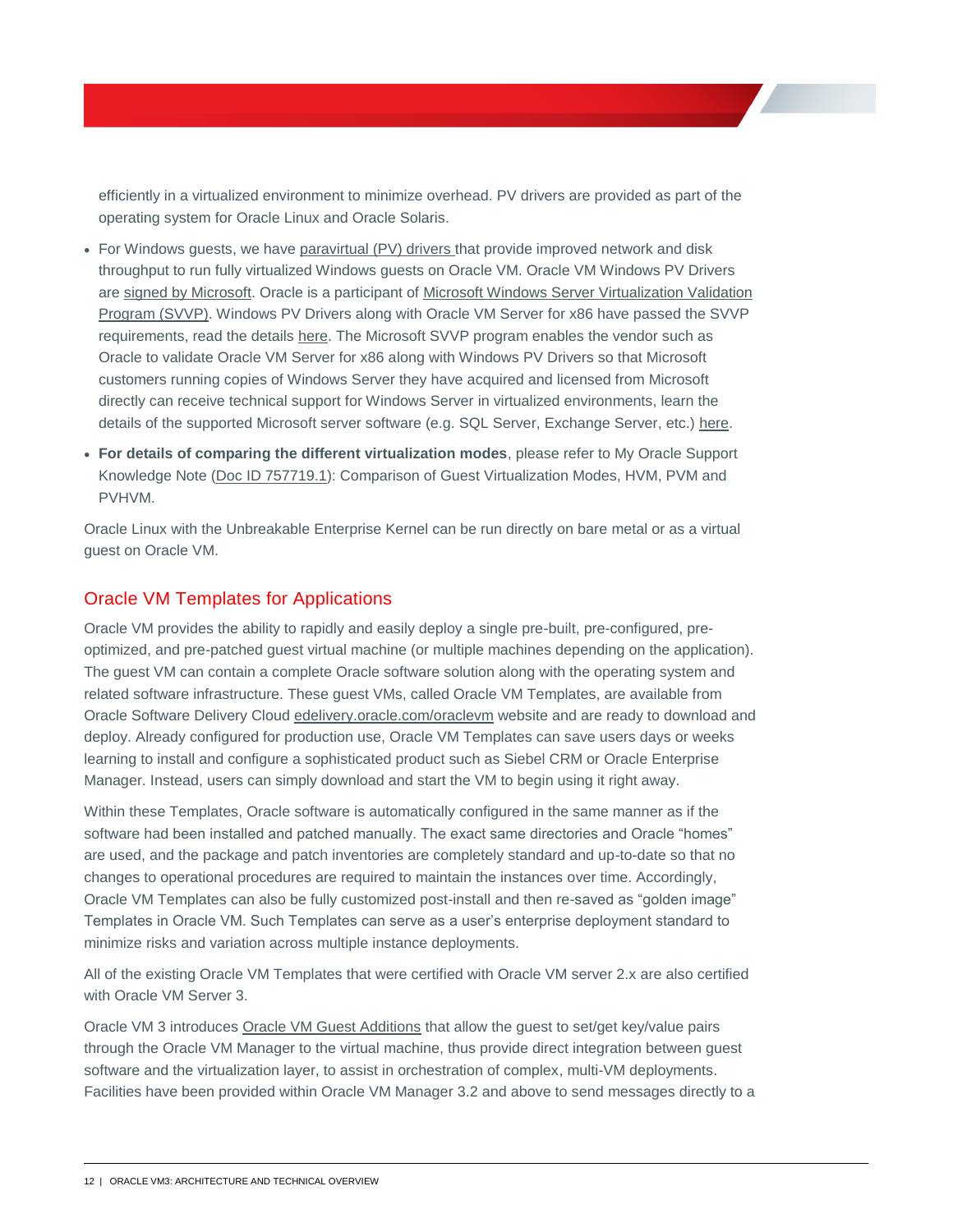efficiently in a virtualized environment to minimize overhead. PV drivers are provided as part of the operating system for Oracle Linux and Oracle Solaris.

- For Windows guests, we have paravirtual (PV) drivers that provide improved network and disk throughput to run fully virtualized Windows guests on Oracle VM. Oracle VM Windows PV Drivers are signed by Microsoft. Oracle is a participant of Microsoft Windows Server Virtualization Validation Program (SVVP). Windows PV Drivers along with Oracle VM Server for x86 have passed the SVVP requirements, read the details here. The Microsoft SVVP program enables the vendor such as Oracle to validate Oracle VM Server for x86 along with Windows PV Drivers so that Microsoft customers running copies of Windows Server they have acquired and licensed from Microsoft directly can receive technical support for Windows Server in virtualized environments, learn the details of the supported Microsoft server software (e.g. SQL Server, Exchange Server, etc.) here.
- **For details of comparing the different virtualization modes**, please refer to My Oracle Support Knowledge Note (Doc ID 757719.1): Comparison of Guest Virtualization Modes, HVM, PVM and PVHVM.

Oracle Linux with the Unbreakable Enterprise Kernel can be run directly on bare metal or as a virtual guest on Oracle VM.

## Oracle VM Templates for Applications

Oracle VM provides the ability to rapidly and easily deploy a single pre-built, pre-configured, pre-optimized, and pre-patched guest virtual machine (or multiple machines depending on the application). The guest VM can contain a complete Oracle software solution along with the operating system and related software infrastructure. These guest VMs, called Oracle VM Templates, are available from Oracle Software Delivery Cloud edelivery.oracle.com/oraclevm website and are ready to download and deploy. Already configured for production use, Oracle VM Templates can save users days or weeks learning to install and configure a sophisticated product such as Siebel CRM or Oracle Enterprise Manager. Instead, users can simply download and start the VM to begin using it right away.

Within these Templates, Oracle software is automatically configured in the same manner as if the software had been installed and patched manually. The exact same directories and Oracle "homes" are used, and the package and patch inventories are completely standard and up-to-date so that no changes to operational procedures are required to maintain the instances over time. Accordingly, Oracle VM Templates can also be fully customized post-install and then re-saved as "golden image" Templates in Oracle VM. Such Templates can serve as a user's enterprise deployment standard to minimize risks and variation across multiple instance deployments.

All of the existing Oracle VM Templates that were certified with Oracle VM server 2.x are also certified with Oracle VM Server 3.

Oracle VM 3 introduces Oracle VM Guest Additions that allow the guest to set/get key/value pairs through the Oracle VM Manager to the virtual machine, thus provide direct integration between guest software and the virtualization layer, to assist in orchestration of complex, multi-VM deployments. Facilities have been provided within Oracle VM Manager 3.2 and above to send messages directly to a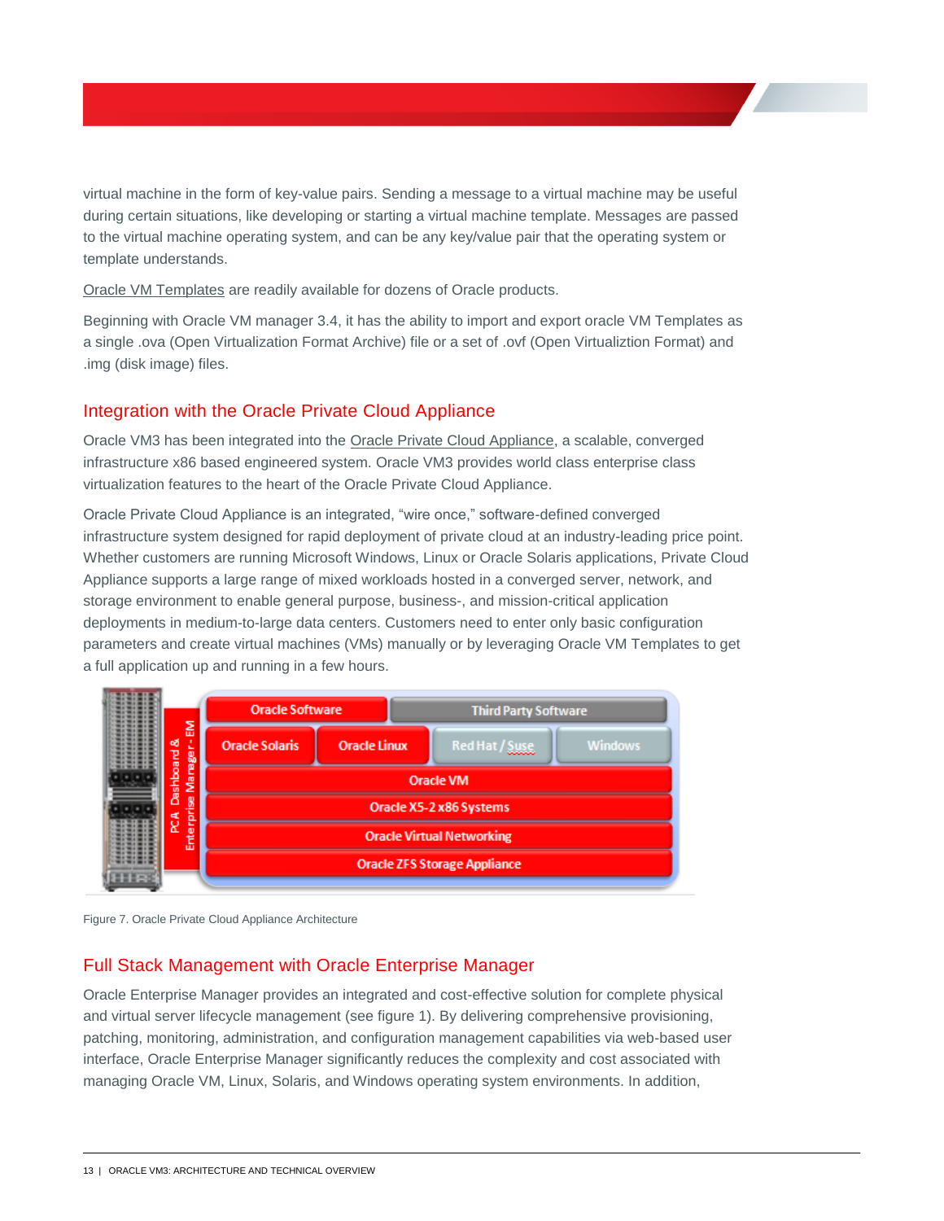virtual machine in the form of key-value pairs. Sending a message to a virtual machine may be useful during certain situations, like developing or starting a virtual machine template. Messages are passed to the virtual machine operating system, and can be any key/value pair that the operating system or template understands.

Oracle VM Templates are readily available for dozens of Oracle products.

Beginning with Oracle VM manager 3.4, it has the ability to import and export oracle VM Templates as a single .ova (Open Virtualization Format Archive) file or a set of .ovf (Open Virtualiztion Format) and .img (disk image) files.

## Integration with the Oracle Private Cloud Appliance

Oracle VM3 has been integrated into the Oracle Private Cloud Appliance, a scalable, converged infrastructure x86 based engineered system. Oracle VM3 provides world class enterprise class virtualization features to the heart of the Oracle Private Cloud Appliance.

Oracle Private Cloud Appliance is an integrated, “wire once,” software-defined converged infrastructure system designed for rapid deployment of private cloud at an industry-leading price point. Whether customers are running Microsoft Windows, Linux or Oracle Solaris applications, Private Cloud Appliance supports a large range of mixed workloads hosted in a converged server, network, and storage environment to enable general purpose, business-, and mission-critical application deployments in medium-to-large data centers. Customers need to enter only basic configuration parameters and create virtual machines (VMs) manually or by leveraging Oracle VM Templates to get a full application up and running in a few hours.

| PCA Dashboard & Enterprise Manager - EM | Oracle Software | | Third Party Software | |
|---|---|---|---|---|
| | Oracle Solaris | Oracle Linux | Red Hat / Suse | Windows |
| | Oracle VM | | | |
| | Oracle X5-2 x86 Systems | | | |
| | Oracle Virtual Networking | | | |
| | Oracle ZFS Storage Appliance | | | |

Figure 7. Oracle Private Cloud Appliance Architecture

## Full Stack Management with Oracle Enterprise Manager

Oracle Enterprise Manager provides an integrated and cost-effective solution for complete physical and virtual server lifecycle management (see figure 1). By delivering comprehensive provisioning, patching, monitoring, administration, and configuration management capabilities via web-based user interface, Oracle Enterprise Manager significantly reduces the complexity and cost associated with managing Oracle VM, Linux, Solaris, and Windows operating system environments. In addition,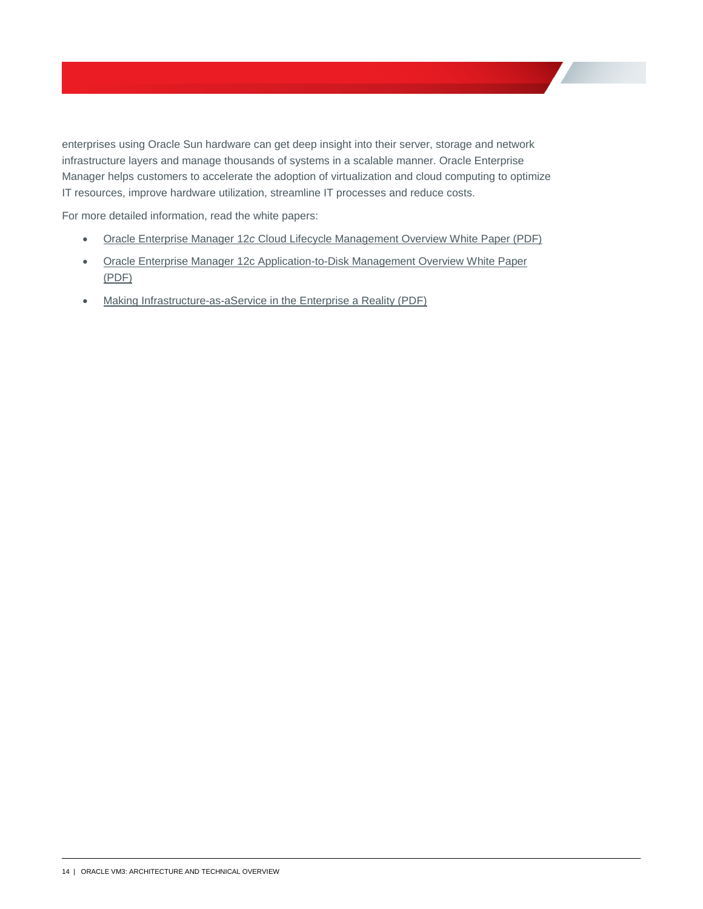enterprises using Oracle Sun hardware can get deep insight into their server, storage and network infrastructure layers and manage thousands of systems in a scalable manner. Oracle Enterprise Manager helps customers to accelerate the adoption of virtualization and cloud computing to optimize IT resources, improve hardware utilization, streamline IT processes and reduce costs.

For more detailed information, read the white papers:

- Oracle Enterprise Manager 12*c* Cloud Lifecycle Management Overview White Paper (PDF)
- Oracle Enterprise Manager 12c Application-to-Disk Management Overview White Paper (PDF)
- Making Infrastructure-as-aService in the Enterprise a Reality (PDF)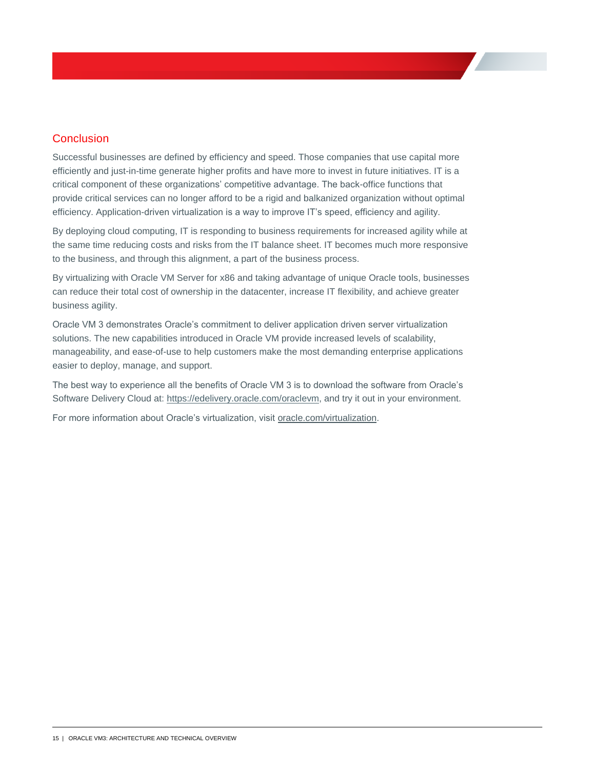## Conclusion

Successful businesses are defined by efficiency and speed. Those companies that use capital more efficiently and just-in-time generate higher profits and have more to invest in future initiatives. IT is a critical component of these organizations' competitive advantage. The back-office functions that provide critical services can no longer afford to be a rigid and balkanized organization without optimal efficiency. Application-driven virtualization is a way to improve IT's speed, efficiency and agility.

By deploying cloud computing, IT is responding to business requirements for increased agility while at the same time reducing costs and risks from the IT balance sheet. IT becomes much more responsive to the business, and through this alignment, a part of the business process.

By virtualizing with Oracle VM Server for x86 and taking advantage of unique Oracle tools, businesses can reduce their total cost of ownership in the datacenter, increase IT flexibility, and achieve greater business agility.

Oracle VM 3 demonstrates Oracle's commitment to deliver application driven server virtualization solutions. The new capabilities introduced in Oracle VM provide increased levels of scalability, manageability, and ease-of-use to help customers make the most demanding enterprise applications easier to deploy, manage, and support.

The best way to experience all the benefits of Oracle VM 3 is to download the software from Oracle's Software Delivery Cloud at: https://edelivery.oracle.com/oraclevm, and try it out in your environment.

For more information about Oracle's virtualization, visit oracle.com/virtualization.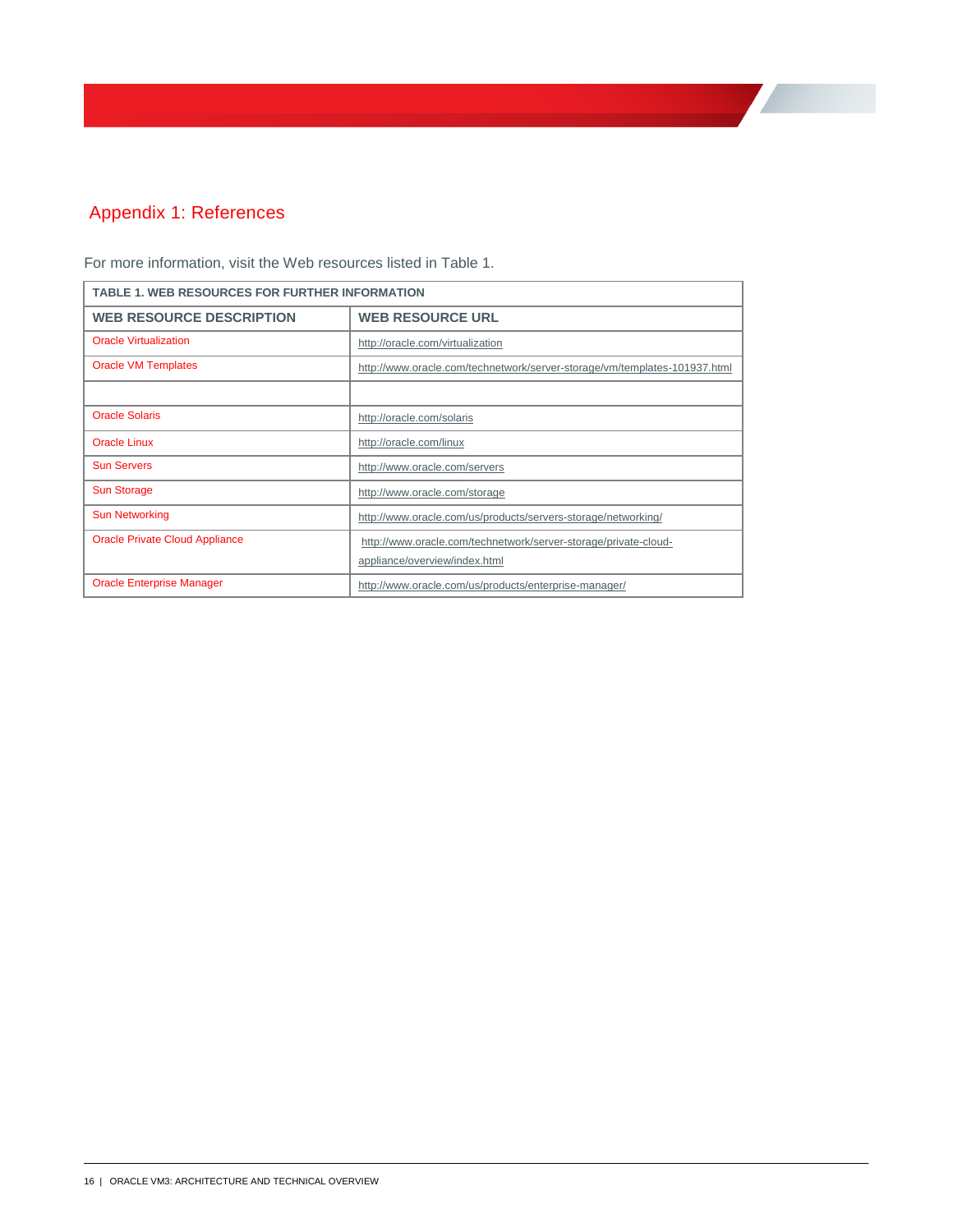## Appendix 1: References

For more information, visit the Web resources listed in Table 1.

| TABLE 1. WEB RESOURCES FOR FURTHER INFORMATION | |
|---|---|
| **WEB RESOURCE DESCRIPTION** | **WEB RESOURCE URL** |
| Oracle Virtualization | http://oracle.com/virtualization |
| Oracle VM Templates | http://www.oracle.com/technetwork/server-storage/vm/templates-101937.html |
| | |
| Oracle Solaris | http://oracle.com/solaris |
| Oracle Linux | http://oracle.com/linux |
| Sun Servers | http://www.oracle.com/servers |
| Sun Storage | http://www.oracle.com/storage |
| Sun Networking | http://www.oracle.com/us/products/servers-storage/networking/ |
| Oracle Private Cloud Appliance | http://www.oracle.com/technetwork/server-storage/private-cloud-appliance/overview/index.html |
| Oracle Enterprise Manager | http://www.oracle.com/us/products/enterprise-manager/ |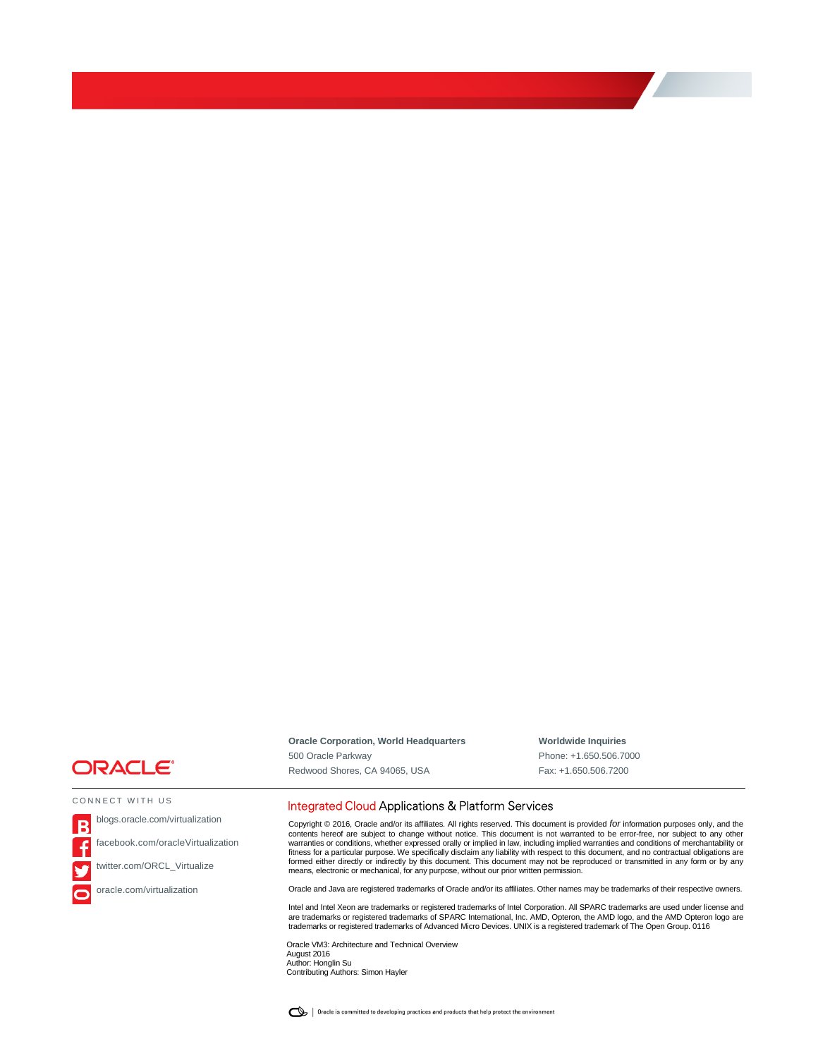ORACLE

**Oracle Corporation, World Headquarters**
500 Oracle Parkway
Redwood Shores, CA 94065, USA

**Worldwide Inquiries**
Phone: +1.650.506.7000
Fax: +1.650.506.7200

CONNECT WITH US

blogs.oracle.com/virtualization

facebook.com/oracleVirtualization

twitter.com/ORCL_Virtualize

oracle.com/virtualization

Integrated Cloud Applications & Platform Services

Copyright © 2016, Oracle and/or its affiliates. All rights reserved. This document is provided *for* information purposes only, and the contents hereof are subject to change without notice. This document is not warranted to be error-free, nor subject to any other warranties or conditions, whether expressed orally or implied in law, including implied warranties and conditions of merchantability or fitness for a particular purpose. We specifically disclaim any liability with respect to this document, and no contractual obligations are formed either directly or indirectly by this document. This document may not be reproduced or transmitted in any form or by any means, electronic or mechanical, for any purpose, without our prior written permission.

Oracle and Java are registered trademarks of Oracle and/or its affiliates. Other names may be trademarks of their respective owners.

Intel and Intel Xeon are trademarks or registered trademarks of Intel Corporation. All SPARC trademarks are used under license and are trademarks or registered trademarks of SPARC International, Inc. AMD, Opteron, the AMD logo, and the AMD Opteron logo are trademarks or registered trademarks of Advanced Micro Devices. UNIX is a registered trademark of The Open Group. 0116

Oracle VM3: Architecture and Technical Overview
August 2016
Author: Honglin Su
Contributing Authors: Simon Hayler

Oracle is committed to developing practices and products that help protect the environment